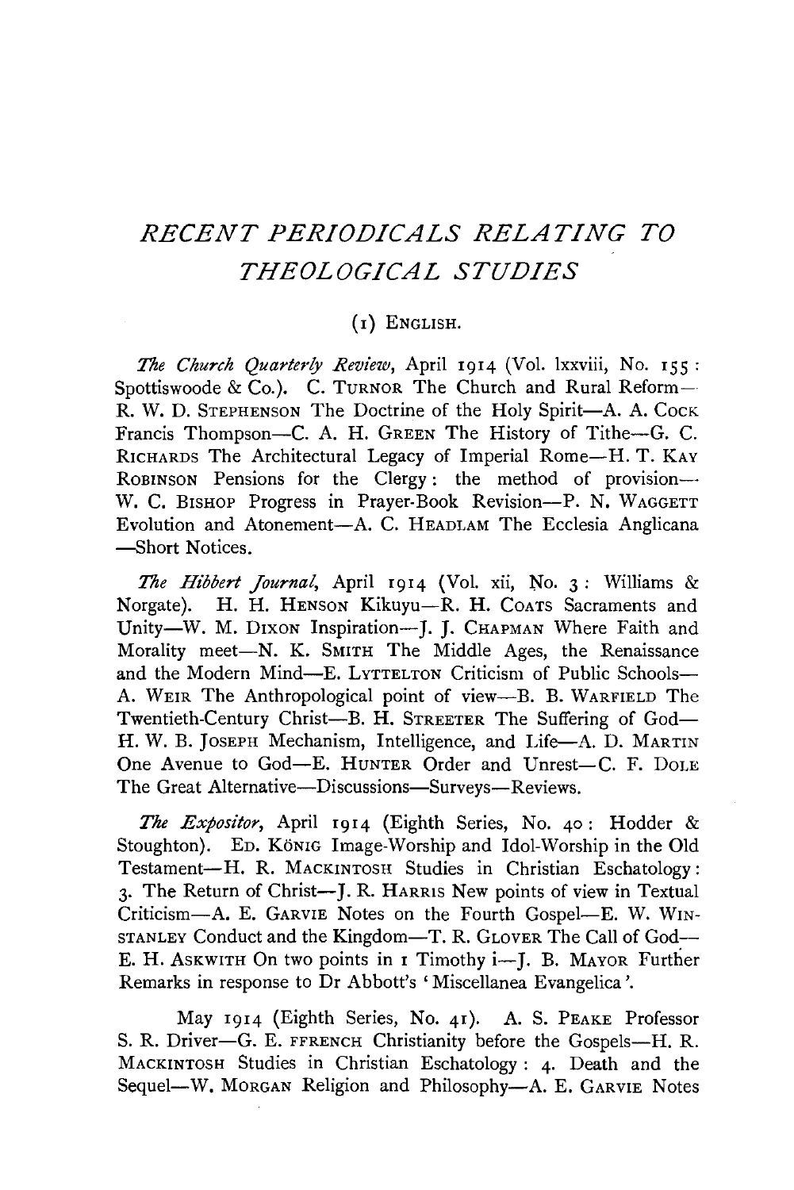# *RECENT PERIODICALS RELATING TO THEOLOGICAL STUDIES*

## (1) English.

*The Church Quarterly Review*, April 1914 (Vol. lxxviii, No. 155: Spottiswoode & Co.). C. Turnor The Church and Rural Reform—R. W. D. Stephenson The Doctrine of the Holy Spirit—A. A. Cock Francis Thompson—C. A. H. Green The History of Tithe—G. C. Richards The Architectural Legacy of Imperial Rome—H. T. Kay Robinson Pensions for the Clergy: the method of provision—W. C. Bishop Progress in Prayer-Book Revision—P. N. Waggett Evolution and Atonement—A. C. Headlam The Ecclesia Anglicana—Short Notices.

*The Hibbert Journal*, April 1914 (Vol. xii, No. 3: Williams & Norgate). H. H. Henson Kikuyu—R. H. Coats Sacraments and Unity—W. M. Dixon Inspiration—J. J. Chapman Where Faith and Morality meet—N. K. Smith The Middle Ages, the Renaissance and the Modern Mind—E. Lyttelton Criticism of Public Schools—A. Weir The Anthropological point of view—B. B. Warfield The Twentieth-Century Christ—B. H. Streeter The Suffering of God—H. W. B. Joseph Mechanism, Intelligence, and Life—A. D. Martin One Avenue to God—E. Hunter Order and Unrest—C. F. Dole The Great Alternative—Discussions—Surveys—Reviews.

*The Expositor*, April 1914 (Eighth Series, No. 40: Hodder & Stoughton). Ed. König Image-Worship and Idol-Worship in the Old Testament—H. R. Mackintosh Studies in Christian Eschatology: 3. The Return of Christ—J. R. Harris New points of view in Textual Criticism—A. E. Garvie Notes on the Fourth Gospel—E. W. Winstanley Conduct and the Kingdom—T. R. Glover The Call of God—E. H. Askwith On two points in 1 Timothy i—J. B. Mayor Further Remarks in response to Dr Abbott's 'Miscellanea Evangelica'.

May 1914 (Eighth Series, No. 41). A. S. Peake Professor S. R. Driver—G. E. ffrench Christianity before the Gospels—H. R. Mackintosh Studies in Christian Eschatology: 4. Death and the Sequel—W. Morgan Religion and Philosophy—A. E. Garvie Notes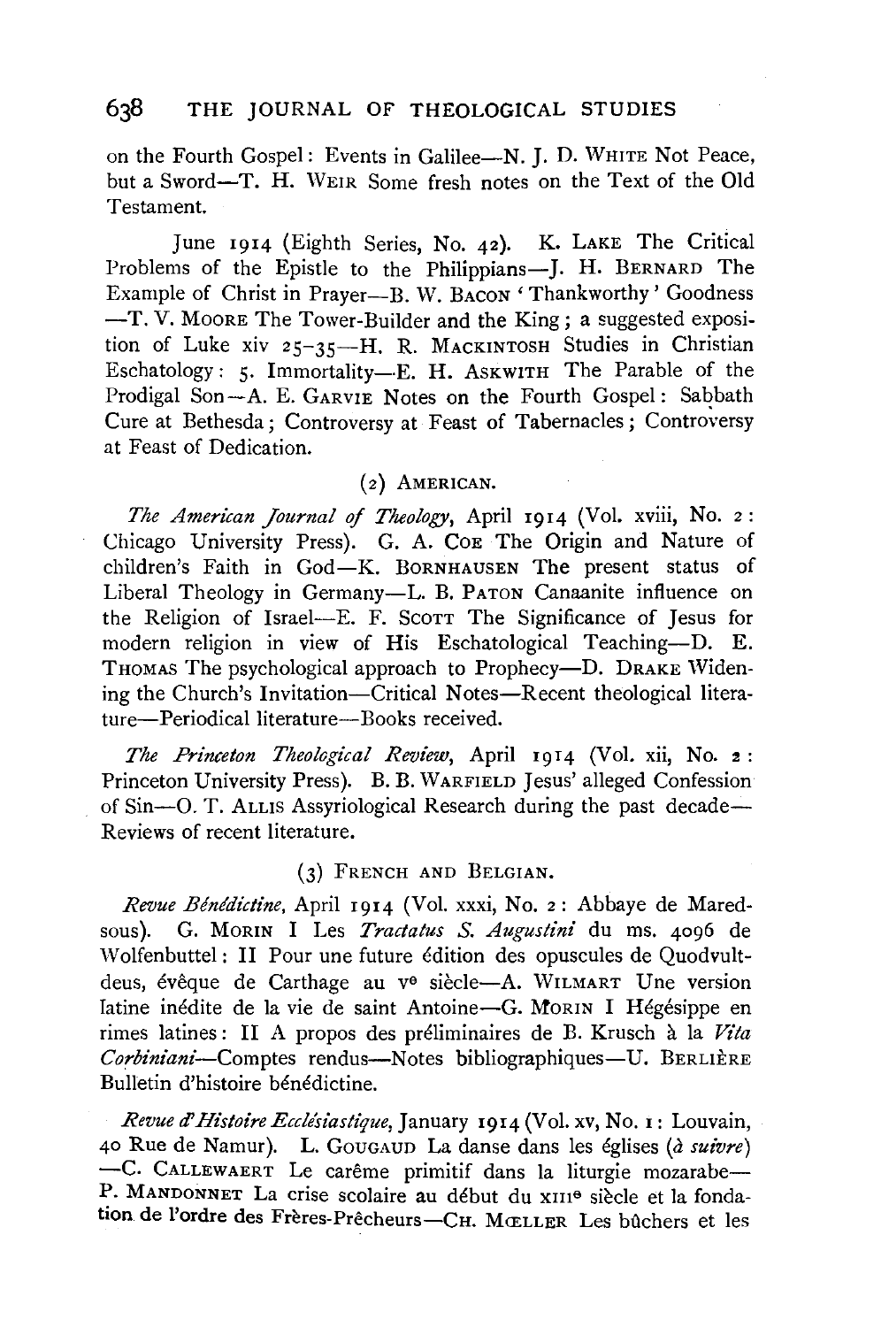on the Fourth Gospel: Events in Galilee—N. J. D. WHITE Not Peace, but a Sword—T. H. WEIR Some fresh notes on the Text of the Old Testament.

June 1914 (Eighth Series, No. 42). K. LAKE The Critical Problems of the Epistle to the Philippians—J. H. BERNARD The Example of Christ in Prayer—B. W. BACON 'Thankworthy' Goodness—T. V. MOORE The Tower-Builder and the King; a suggested exposition of Luke xiv 25–35—H. R. MACKINTOSH Studies in Christian Eschatology: 5. Immortality—E. H. ASKWITH The Parable of the Prodigal Son—A. E. GARVIE Notes on the Fourth Gospel: Sabbath Cure at Bethesda; Controversy at Feast of Tabernacles; Controversy at Feast of Dedication.

## (2) AMERICAN.

*The American Journal of Theology*, April 1914 (Vol. xviii, No. 2: Chicago University Press). G. A. COE The Origin and Nature of children's Faith in God—K. BORNHAUSEN The present status of Liberal Theology in Germany—L. B. PATON Canaanite influence on the Religion of Israel—E. F. SCOTT The Significance of Jesus for modern religion in view of His Eschatological Teaching—D. E. THOMAS The psychological approach to Prophecy—D. DRAKE Widening the Church's Invitation—Critical Notes—Recent theological literature—Periodical literature—Books received.

*The Princeton Theological Review*, April 1914 (Vol. xii, No. 2: Princeton University Press). B. B. WARFIELD Jesus' alleged Confession of Sin—O. T. ALLIS Assyriological Research during the past decade—Reviews of recent literature.

## (3) FRENCH AND BELGIAN.

*Revue Bénédictine*, April 1914 (Vol. xxxi, No. 2: Abbaye de Maredsous). G. MORIN I Les *Tractatus S. Augustini* du ms. 4096 de Wolfenbuttel: II Pour une future édition des opuscules de Quodvultdeus, évêque de Carthage au v$^{e}$ siècle—A. WILMART Une version latine inédite de la vie de saint Antoine—G. MORIN I Hégésippe en rimes latines: II A propos des préliminaires de B. Krusch à la *Vita Corbiniani*—Comptes rendus—Notes bibliographiques—U. BERLIÈRE Bulletin d'histoire bénédictine.

*Revue d'Histoire Ecclésiastique*, January 1914 (Vol. xv, No. 1: Louvain, 40 Rue de Namur). L. GOUGAUD La danse dans les églises (*à suivre*)—C. CALLEWAERT Le carême primitif dans la liturgie mozarabe—P. MANDONNET La crise scolaire au début du XIII$^{e}$ siècle et la fondation de l'ordre des Frères-Prêcheurs—CH. MŒLLER Les bûchers et les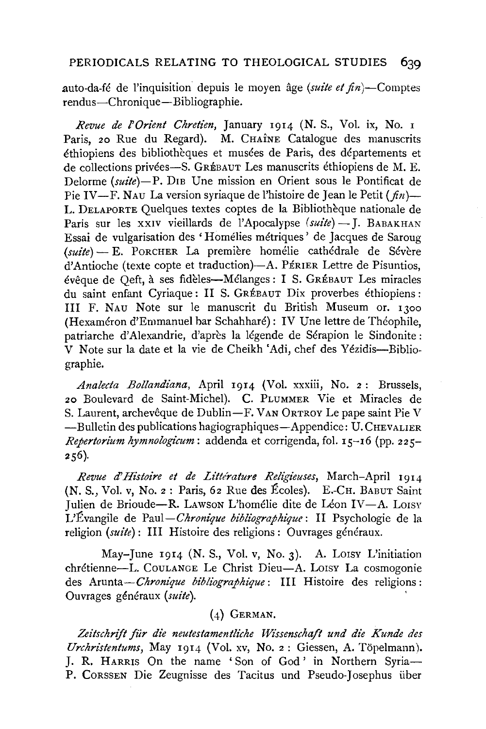auto-da-fé de l'inquisition depuis le moyen âge (*suite et fin*)—Comptes rendus—Chronique—Bibliographie.

*Revue de l'Orient Chretien*, January 1914 (N. S., Vol. ix, No. 1 Paris, 20 Rue du Regard). M. CHAÎNE Catalogue des manuscrits éthiopiens des bibliothèques et musées de Paris, des départements et de collections privées—S. GRÉBAUT Les manuscrits éthiopiens de M. E. Delorme (*suite*)—P. DIB Une mission en Orient sous le Pontificat de Pie IV—F. NAU La version syriaque de l'histoire de Jean le Petit (*fin*)—L. DELAPORTE Quelques textes coptes de la Bibliothèque nationale de Paris sur les XXIV vieillards de l'Apocalypse (*suite*)—J. BABAKHAN Essai de vulgarisation des 'Homélies métriques' de Jacques de Saroug (*suite*)—E. PORCHER La première homélie cathédrale de Sévère d'Antioche (texte copte et traduction)—A. PÉRIER Lettre de Pisuntios, évêque de Qeft, à ses fidèles—Mélanges: I S. GRÉBAUT Les miracles du saint enfant Cyriaque: II S. GRÉBAUT Dix proverbes éthiopiens: III F. NAU Note sur le manuscrit du British Museum or. 1300 (Hexaméron d'Emmanuel bar Schahharé): IV Une lettre de Théophile, patriarche d'Alexandrie, d'après la légende de Sérapion le Sindonite: V Note sur la date et la vie de Cheikh 'Adi, chef des Yézidis—Bibliographie.

*Analecta Bollandiana*, April 1914 (Vol. xxxiii, No. 2: Brussels, 20 Boulevard de Saint-Michel). C. PLUMMER Vie et Miracles de S. Laurent, archevêque de Dublin—F. VAN ORTROY Le pape saint Pie V—Bulletin des publications hagiographiques—Appendice: U. CHEVALIER *Repertorium hymnologicum*: addenda et corrigenda, fol. 15–16 (pp. 225–256).

*Revue d'Histoire et de Littérature Religieuses*, March–April 1914 (N. S., Vol. v, No. 2: Paris, 62 Rue des Écoles). E.-CH. BABUT Saint Julien de Brioude—R. LAWSON L'homélie dite de Léon IV—A. LOISY L'Évangile de Paul—*Chronique bibliographique*: II Psychologie de la religion (*suite*): III Histoire des religions: Ouvrages généraux.

May–June 1914 (N. S., Vol. v, No. 3). A. LOISY L'initiation chrétienne—L. COULANGE Le Christ Dieu—A. LOISY La cosmogonie des Arunta—*Chronique bibliographique*: III Histoire des religions: Ouvrages généraux (*suite*).

### (4) GERMAN.

*Zeitschrift für die neutestamentliche Wissenschaft und die Kunde des Urchristentums*, May 1914 (Vol. xv, No. 2: Giessen, A. Töpelmann). J. R. HARRIS On the name 'Son of God' in Northern Syria—P. CORSSEN Die Zeugnisse des Tacitus und Pseudo-Josephus über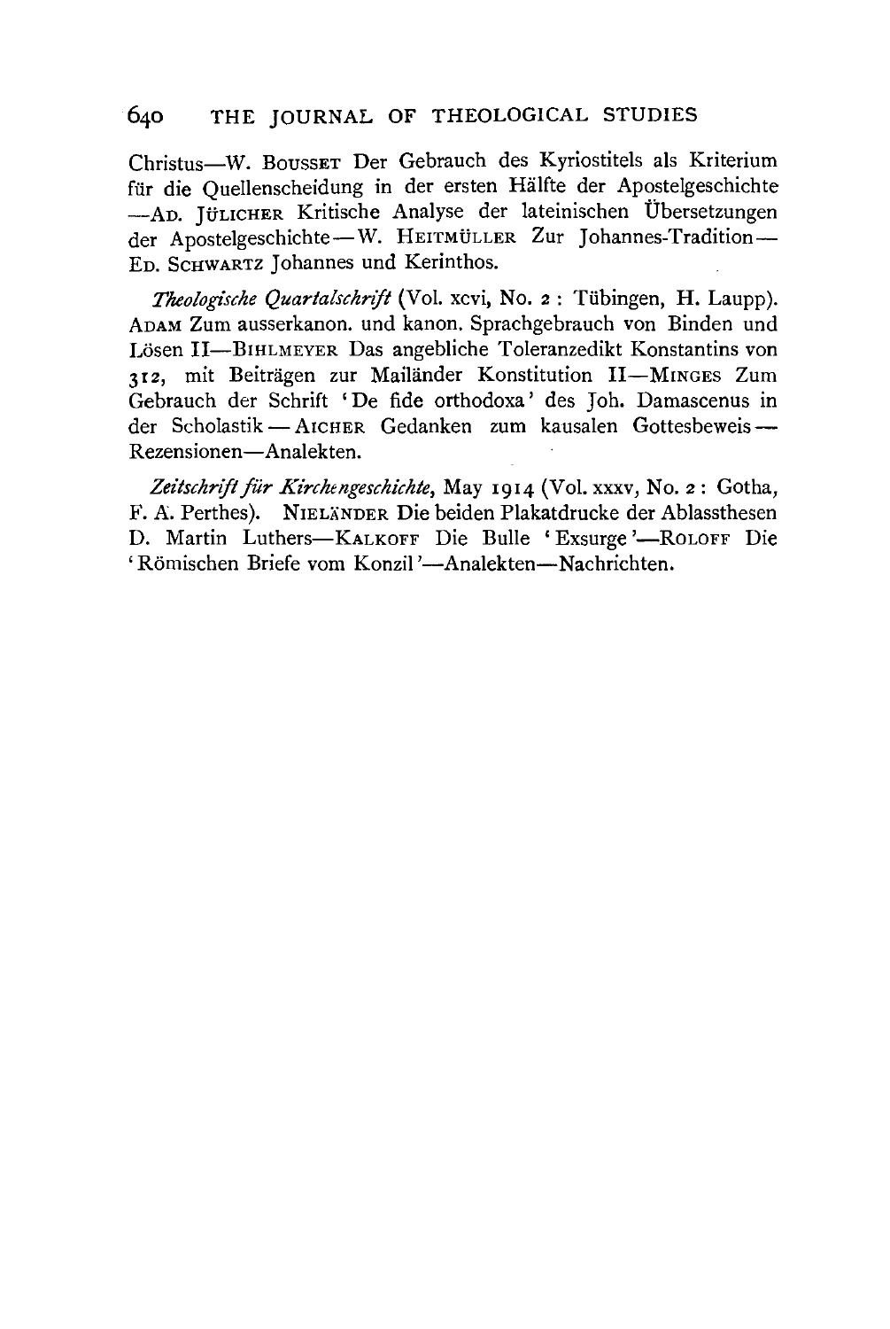Christus—W. Bousset Der Gebrauch des Kyriostitels als Kriterium für die Quellenscheidung in der ersten Hälfte der Apostelgeschichte —Ad. Jülicher Kritische Analyse der lateinischen Übersetzungen der Apostelgeschichte—W. Heitmüller Zur Johannes-Tradition—Ed. Schwartz Johannes und Kerinthos.

*Theologische Quartalschrift* (Vol. xcvi, No. 2: Tübingen, H. Laupp). Adam Zum ausserkanon. und kanon. Sprachgebrauch von Binden und Lösen II—Bihlmeyer Das angebliche Toleranzedikt Konstantins von 312, mit Beiträgen zur Mailänder Konstitution II—Minges Zum Gebrauch der Schrift 'De fide orthodoxa' des Joh. Damascenus in der Scholastik—Aicher Gedanken zum kausalen Gottesbeweis—Rezensionen—Analekten.

*Zeitschrift für Kirchengeschichte*, May 1914 (Vol. xxxv, No. 2: Gotha, F. A. Perthes). Nieländer Die beiden Plakatdrucke der Ablassthesen D. Martin Luthers—Kalkoff Die Bulle 'Exsurge'—Roloff Die 'Römischen Briefe vom Konzil'—Analekten—Nachrichten.